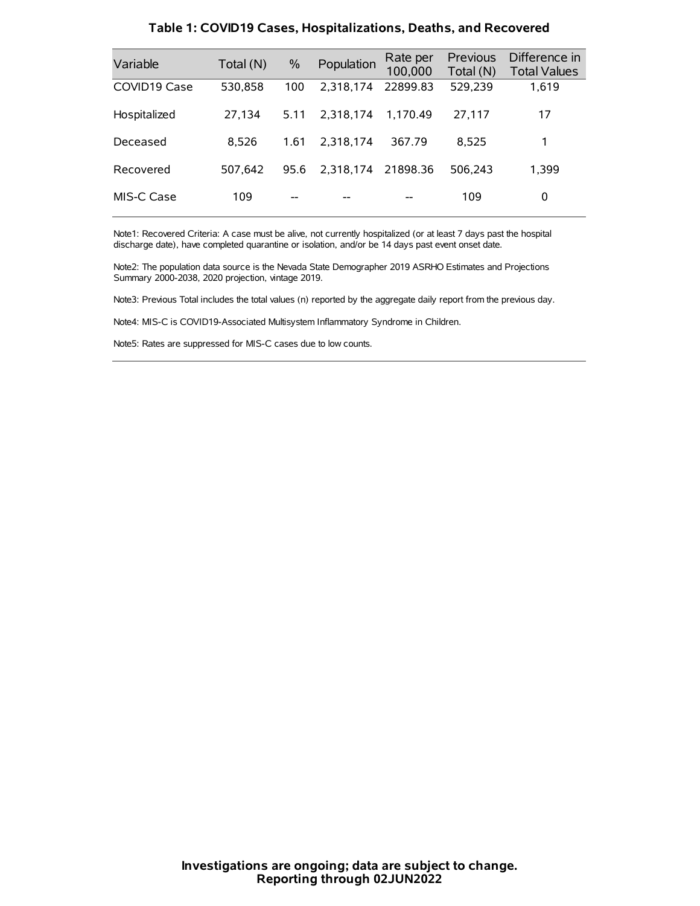### Table 1: COVID19 Cases, Hospitalizations, Deaths, and Recovered

| Variable | Total (N) | % | Population | Rate per 100,000 | Previous Total (N) | Difference in Total Values |
|---|---|---|---|---|---|---|
| COVID19 Case | 530,858 | 100 | 2,318,174 | 22899.83 | 529,239 | 1,619 |
| Hospitalized | 27,134 | 5.11 | 2,318,174 | 1,170.49 | 27,117 | 17 |
| Deceased | 8,526 | 1.61 | 2,318,174 | 367.79 | 8,525 | 1 |
| Recovered | 507,642 | 95.6 | 2,318,174 | 21898.36 | 506,243 | 1,399 |
| MIS-C Case | 109 | -- | -- | -- | 109 | 0 |

Note1: Recovered Criteria: A case must be alive, not currently hospitalized (or at least 7 days past the hospital discharge date), have completed quarantine or isolation, and/or be 14 days past event onset date.

Note2: The population data source is the Nevada State Demographer 2019 ASRHO Estimates and Projections Summary 2000-2038, 2020 projection, vintage 2019.

Note3: Previous Total includes the total values (n) reported by the aggregate daily report from the previous day.

Note4: MIS-C is COVID19-Associated Multisystem Inflammatory Syndrome in Children.

Note5: Rates are suppressed for MIS-C cases due to low counts.

**Investigations are ongoing; data are subject to change.**
**Reporting through 02JUN2022**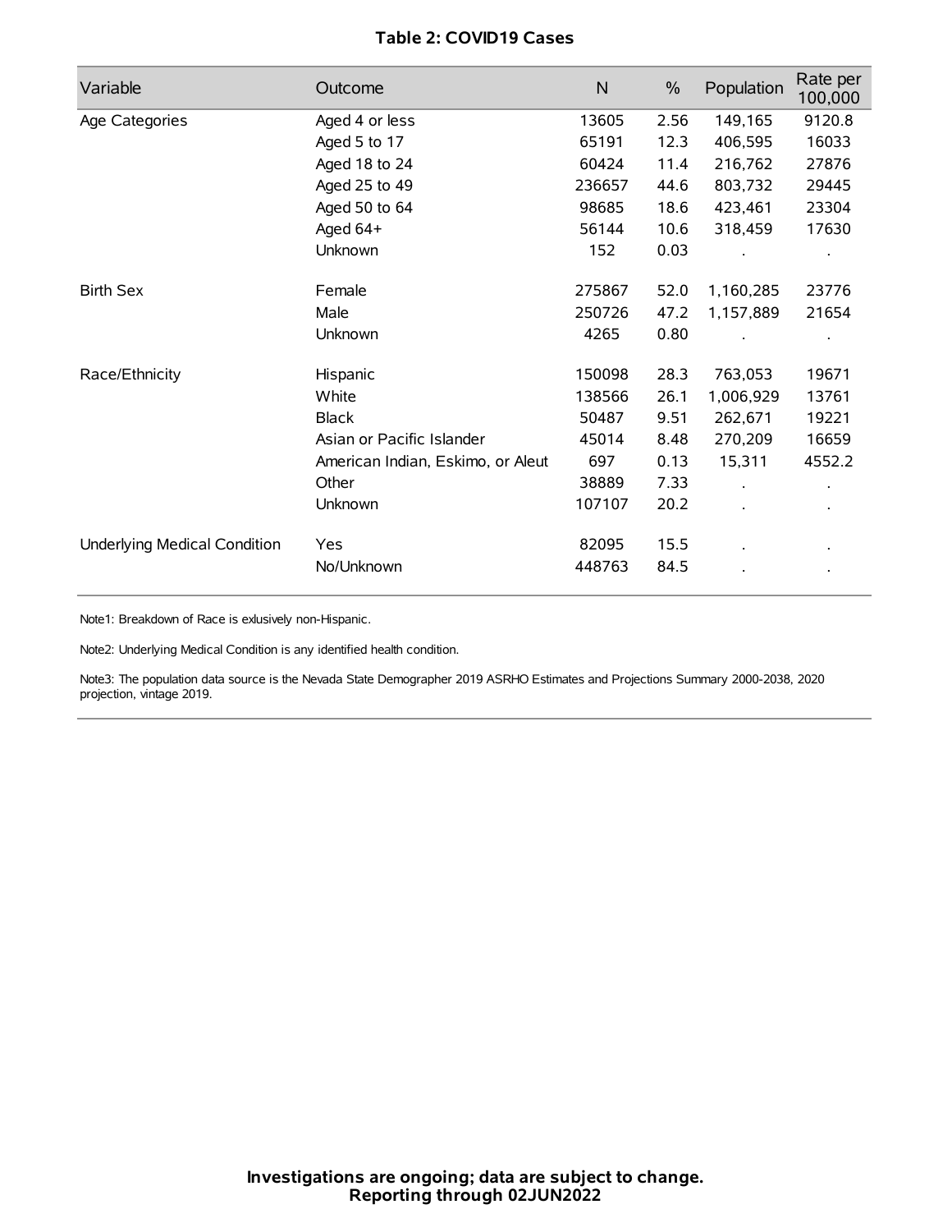**Table 2: COVID19 Cases**

| Variable | Outcome | N | % | Population | Rate per 100,000 |
|---|---|---|---|---|---|
| Age Categories | Aged 4 or less | 13605 | 2.56 | 149,165 | 9120.8 |
| | Aged 5 to 17 | 65191 | 12.3 | 406,595 | 16033 |
| | Aged 18 to 24 | 60424 | 11.4 | 216,762 | 27876 |
| | Aged 25 to 49 | 236657 | 44.6 | 803,732 | 29445 |
| | Aged 50 to 64 | 98685 | 18.6 | 423,461 | 23304 |
| | Aged 64+ | 56144 | 10.6 | 318,459 | 17630 |
| | Unknown | 152 | 0.03 | . | . |
| Birth Sex | Female | 275867 | 52.0 | 1,160,285 | 23776 |
| | Male | 250726 | 47.2 | 1,157,889 | 21654 |
| | Unknown | 4265 | 0.80 | . | . |
| Race/Ethnicity | Hispanic | 150098 | 28.3 | 763,053 | 19671 |
| | White | 138566 | 26.1 | 1,006,929 | 13761 |
| | Black | 50487 | 9.51 | 262,671 | 19221 |
| | Asian or Pacific Islander | 45014 | 8.48 | 270,209 | 16659 |
| | American Indian, Eskimo, or Aleut | 697 | 0.13 | 15,311 | 4552.2 |
| | Other | 38889 | 7.33 | . | . |
| | Unknown | 107107 | 20.2 | . | . |
| Underlying Medical Condition | Yes | 82095 | 15.5 | . | . |
| | No/Unknown | 448763 | 84.5 | . | . |

Note1: Breakdown of Race is exlusively non-Hispanic.

Note2: Underlying Medical Condition is any identified health condition.

Note3: The population data source is the Nevada State Demographer 2019 ASRHO Estimates and Projections Summary 2000-2038, 2020 projection, vintage 2019.

**Investigations are ongoing; data are subject to change.**
**Reporting through 02JUN2022**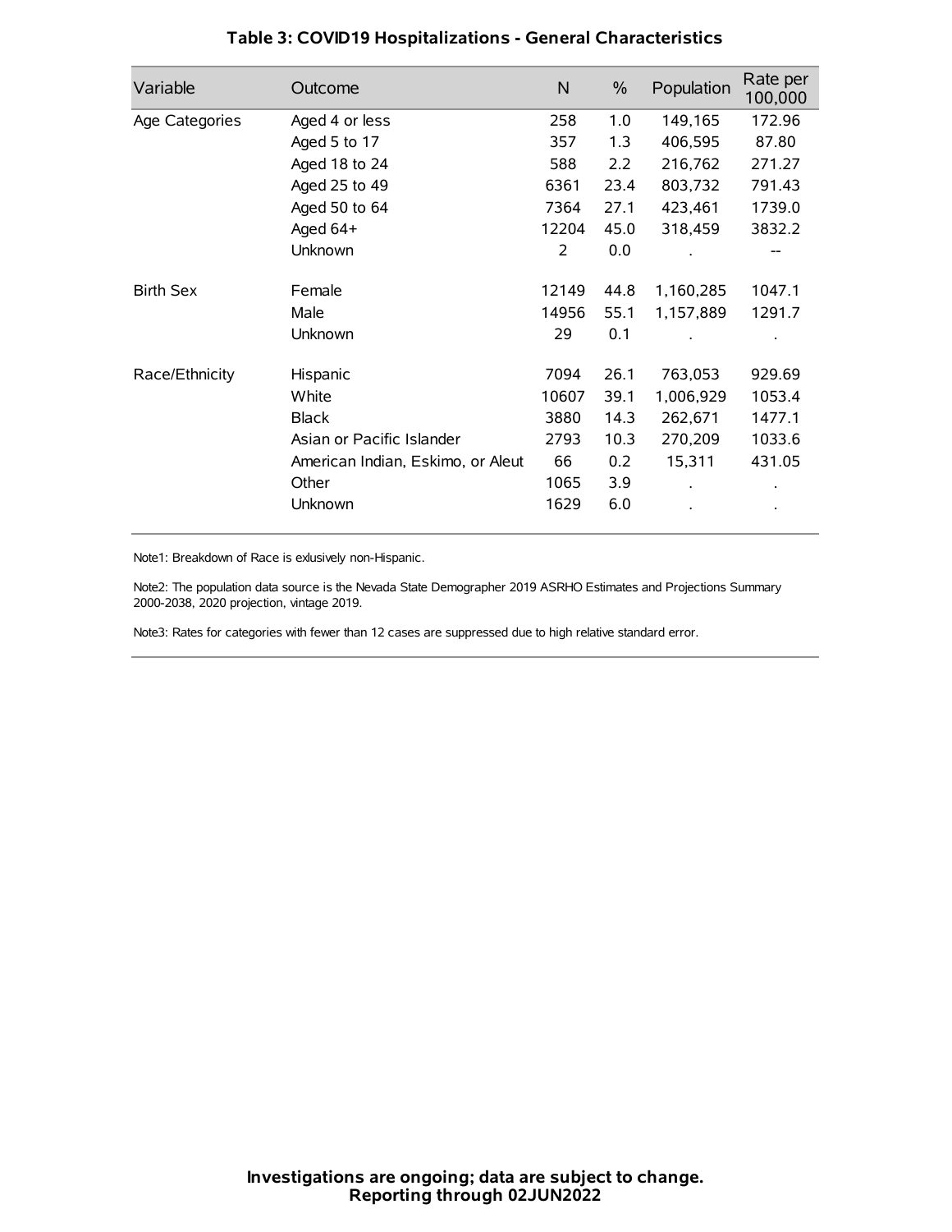## Table 3: COVID19 Hospitalizations - General Characteristics

| Variable | Outcome | N | % | Population | Rate per 100,000 |
|---|---|---|---|---|---|
| Age Categories | Aged 4 or less | 258 | 1.0 | 149,165 | 172.96 |
| | Aged 5 to 17 | 357 | 1.3 | 406,595 | 87.80 |
| | Aged 18 to 24 | 588 | 2.2 | 216,762 | 271.27 |
| | Aged 25 to 49 | 6361 | 23.4 | 803,732 | 791.43 |
| | Aged 50 to 64 | 7364 | 27.1 | 423,461 | 1739.0 |
| | Aged 64+ | 12204 | 45.0 | 318,459 | 3832.2 |
| | Unknown | 2 | 0.0 | . | -- |
| Birth Sex | Female | 12149 | 44.8 | 1,160,285 | 1047.1 |
| | Male | 14956 | 55.1 | 1,157,889 | 1291.7 |
| | Unknown | 29 | 0.1 | . | . |
| Race/Ethnicity | Hispanic | 7094 | 26.1 | 763,053 | 929.69 |
| | White | 10607 | 39.1 | 1,006,929 | 1053.4 |
| | Black | 3880 | 14.3 | 262,671 | 1477.1 |
| | Asian or Pacific Islander | 2793 | 10.3 | 270,209 | 1033.6 |
| | American Indian, Eskimo, or Aleut | 66 | 0.2 | 15,311 | 431.05 |
| | Other | 1065 | 3.9 | . | . |
| | Unknown | 1629 | 6.0 | . | . |

Note1: Breakdown of Race is exlusively non-Hispanic.

Note2: The population data source is the Nevada State Demographer 2019 ASRHO Estimates and Projections Summary 2000-2038, 2020 projection, vintage 2019.

Note3: Rates for categories with fewer than 12 cases are suppressed due to high relative standard error.

**Investigations are ongoing; data are subject to change.**
**Reporting through 02JUN2022**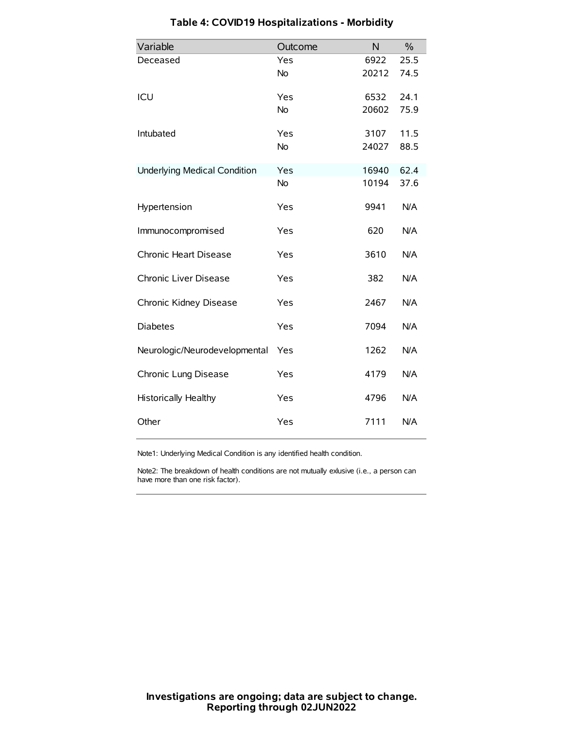# Table 4: COVID19 Hospitalizations - Morbidity

| Variable | Outcome | N | % |
|---|---|---|---|
| Deceased | Yes | 6922 | 25.5 |
| | No | 20212 | 74.5 |
| ICU | Yes | 6532 | 24.1 |
| | No | 20602 | 75.9 |
| Intubated | Yes | 3107 | 11.5 |
| | No | 24027 | 88.5 |
| Underlying Medical Condition | Yes | 16940 | 62.4 |
| | No | 10194 | 37.6 |
| Hypertension | Yes | 9941 | N/A |
| Immunocompromised | Yes | 620 | N/A |
| Chronic Heart Disease | Yes | 3610 | N/A |
| Chronic Liver Disease | Yes | 382 | N/A |
| Chronic Kidney Disease | Yes | 2467 | N/A |
| Diabetes | Yes | 7094 | N/A |
| Neurologic/Neurodevelopmental | Yes | 1262 | N/A |
| Chronic Lung Disease | Yes | 4179 | N/A |
| Historically Healthy | Yes | 4796 | N/A |
| Other | Yes | 7111 | N/A |

Note1: Underlying Medical Condition is any identified health condition.

Note2: The breakdown of health conditions are not mutually exlusive (i.e., a person can have more than one risk factor).

**Investigations are ongoing; data are subject to change.**
**Reporting through 02JUN2022**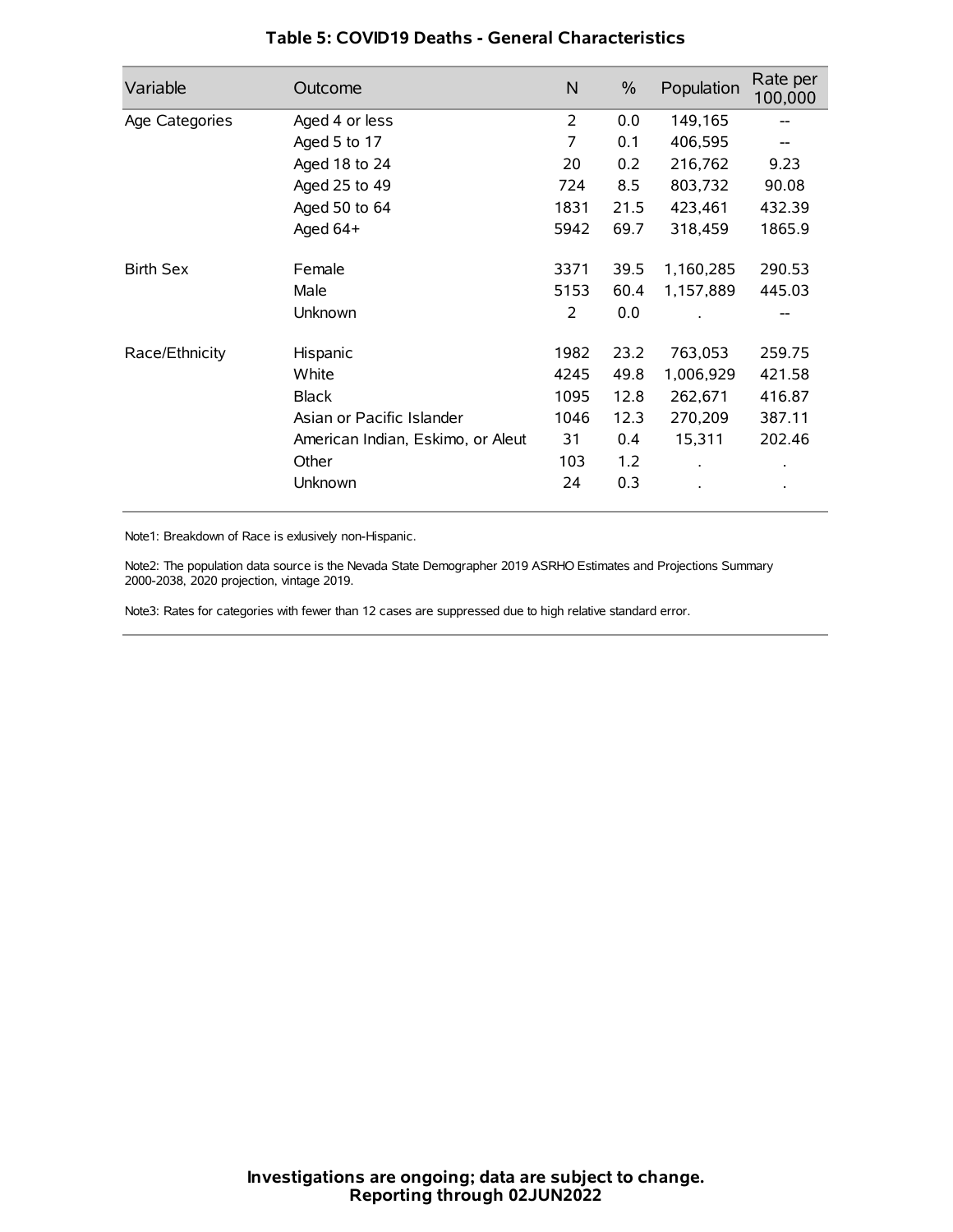# Table 5: COVID19 Deaths - General Characteristics

| Variable | Outcome | N | % | Population | Rate per 100,000 |
|---|---|---|---|---|---|
| Age Categories | Aged 4 or less | 2 | 0.0 | 149,165 | -- |
| | Aged 5 to 17 | 7 | 0.1 | 406,595 | -- |
| | Aged 18 to 24 | 20 | 0.2 | 216,762 | 9.23 |
| | Aged 25 to 49 | 724 | 8.5 | 803,732 | 90.08 |
| | Aged 50 to 64 | 1831 | 21.5 | 423,461 | 432.39 |
| | Aged 64+ | 5942 | 69.7 | 318,459 | 1865.9 |
| Birth Sex | Female | 3371 | 39.5 | 1,160,285 | 290.53 |
| | Male | 5153 | 60.4 | 1,157,889 | 445.03 |
| | Unknown | 2 | 0.0 | . | -- |
| Race/Ethnicity | Hispanic | 1982 | 23.2 | 763,053 | 259.75 |
| | White | 4245 | 49.8 | 1,006,929 | 421.58 |
| | Black | 1095 | 12.8 | 262,671 | 416.87 |
| | Asian or Pacific Islander | 1046 | 12.3 | 270,209 | 387.11 |
| | American Indian, Eskimo, or Aleut | 31 | 0.4 | 15,311 | 202.46 |
| | Other | 103 | 1.2 | . | . |
| | Unknown | 24 | 0.3 | . | . |

Note1: Breakdown of Race is exlusively non-Hispanic.

Note2: The population data source is the Nevada State Demographer 2019 ASRHO Estimates and Projections Summary 2000-2038, 2020 projection, vintage 2019.

Note3: Rates for categories with fewer than 12 cases are suppressed due to high relative standard error.

**Investigations are ongoing; data are subject to change.**
**Reporting through 02JUN2022**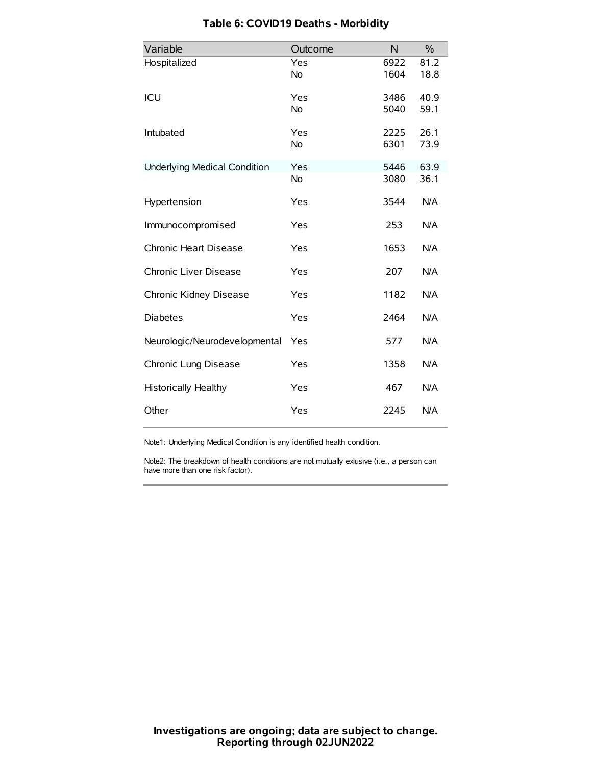## Table 6: COVID19 Deaths - Morbidity

| Variable | Outcome | N | % |
|---|---|---|---|
| Hospitalized | Yes | 6922 | 81.2 |
| | No | 1604 | 18.8 |
| ICU | Yes | 3486 | 40.9 |
| | No | 5040 | 59.1 |
| Intubated | Yes | 2225 | 26.1 |
| | No | 6301 | 73.9 |
| Underlying Medical Condition | Yes | 5446 | 63.9 |
| | No | 3080 | 36.1 |
| Hypertension | Yes | 3544 | N/A |
| Immunocompromised | Yes | 253 | N/A |
| Chronic Heart Disease | Yes | 1653 | N/A |
| Chronic Liver Disease | Yes | 207 | N/A |
| Chronic Kidney Disease | Yes | 1182 | N/A |
| Diabetes | Yes | 2464 | N/A |
| Neurologic/Neurodevelopmental | Yes | 577 | N/A |
| Chronic Lung Disease | Yes | 1358 | N/A |
| Historically Healthy | Yes | 467 | N/A |
| Other | Yes | 2245 | N/A |

Note1: Underlying Medical Condition is any identified health condition.

Note2: The breakdown of health conditions are not mutually exlusive (i.e., a person can have more than one risk factor).

**Investigations are ongoing; data are subject to change.**
**Reporting through 02JUN2022**